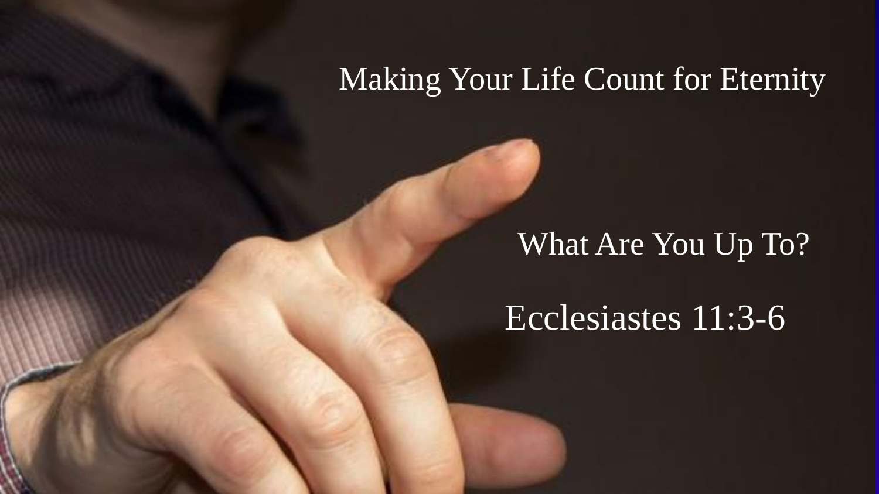# Making Your Life Count for Eternity

## What Are You Up To?

## Ecclesiastes 11:3-6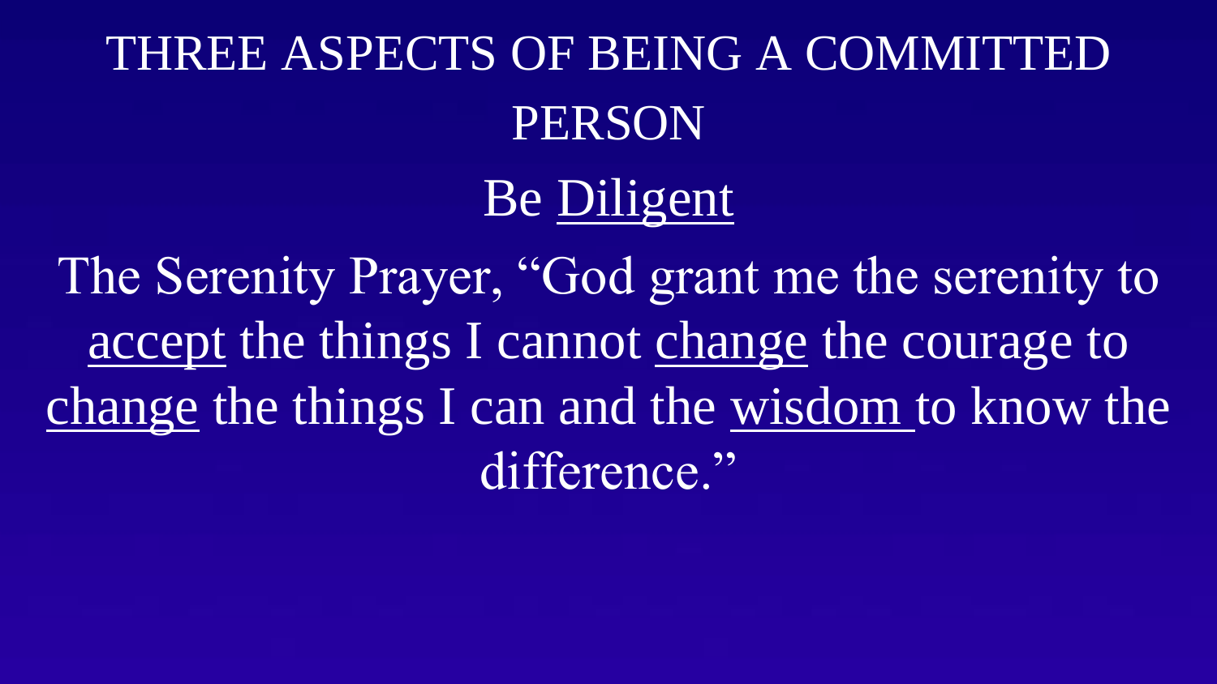# THREE ASPECTS OF BEING A COMMITTED PERSON

## Be <u>Diligent</u>

The Serenity Prayer, "God grant me the serenity to <u>accept</u> the things I cannot <u>change</u> the courage to <u>change</u> the things I can and the <u>wisdom</u> to know the difference."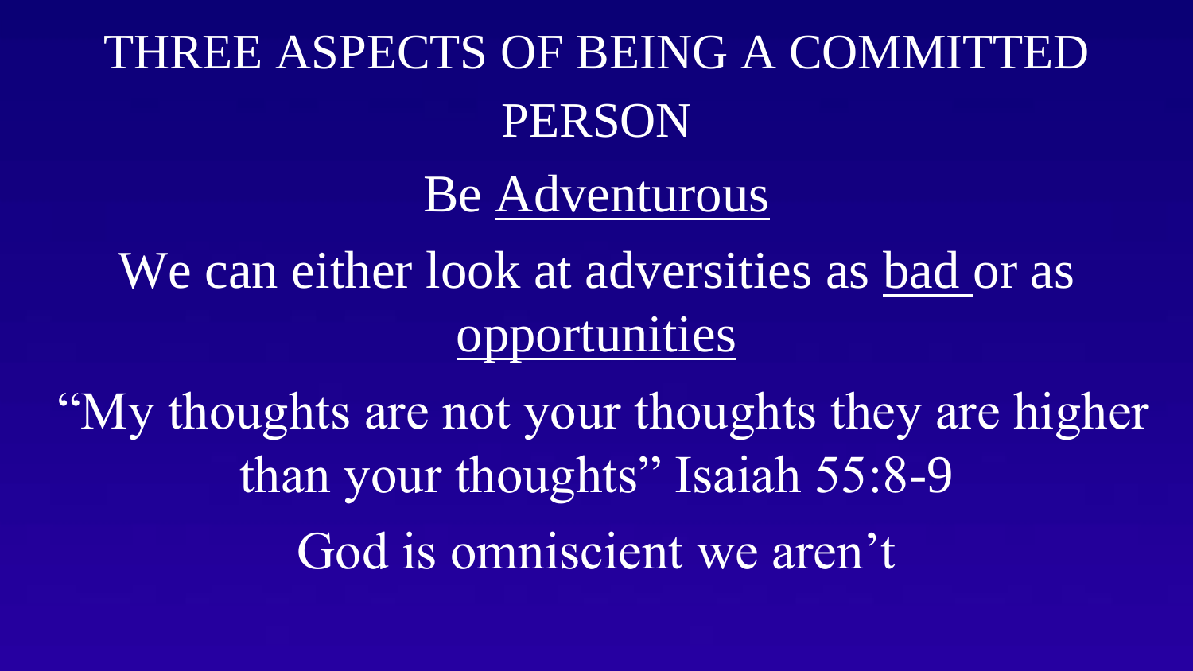# THREE ASPECTS OF BEING A COMMITTED PERSON

Be <u>Adventurous</u>

We can either look at adversities as <u>bad</u> or as <u>opportunities</u>

"My thoughts are not your thoughts they are higher than your thoughts" Isaiah 55:8-9

God is omniscient we aren't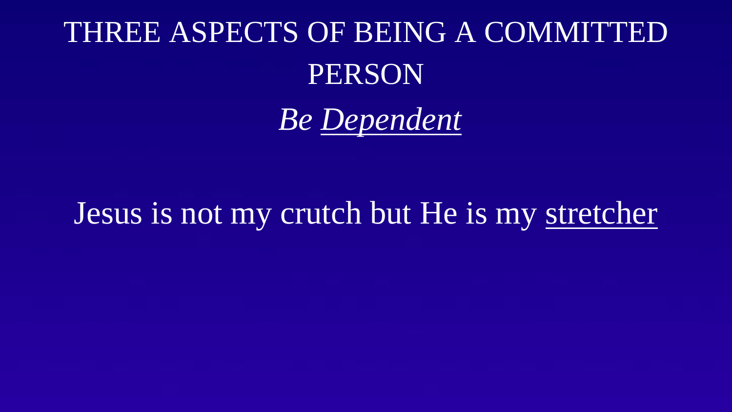# THREE ASPECTS OF BEING A COMMITTED PERSON

## *Be Dependent*

Jesus is not my crutch but He is my stretcher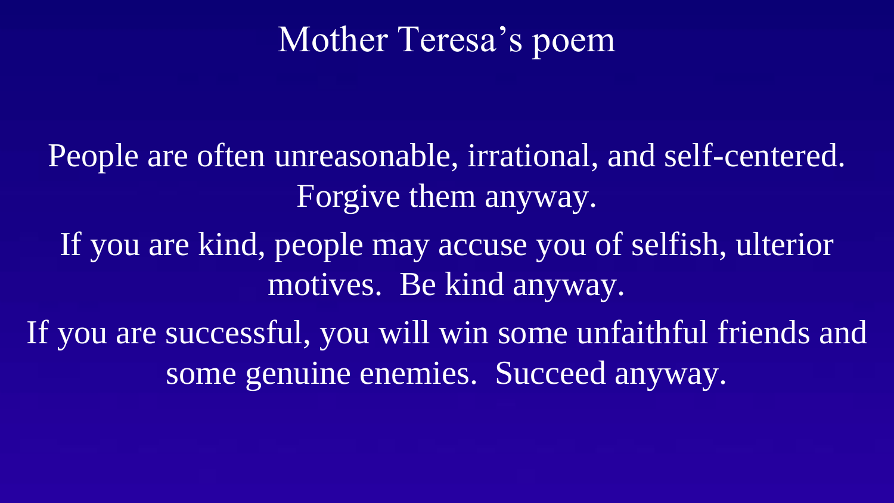# Mother Teresa's poem

People are often unreasonable, irrational, and self-centered. Forgive them anyway.

If you are kind, people may accuse you of selfish, ulterior motives. Be kind anyway.

If you are successful, you will win some unfaithful friends and some genuine enemies. Succeed anyway.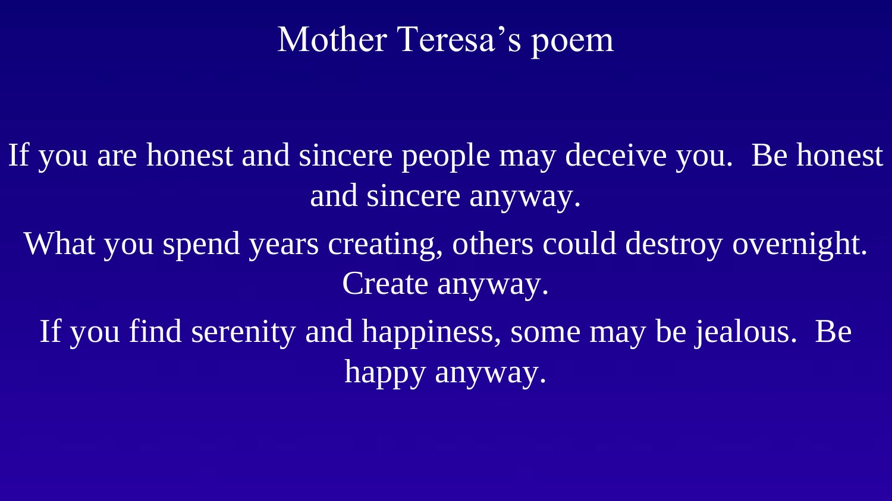# Mother Teresa’s poem

If you are honest and sincere people may deceive you. Be honest and sincere anyway.

What you spend years creating, others could destroy overnight. Create anyway.

If you find serenity and happiness, some may be jealous. Be happy anyway.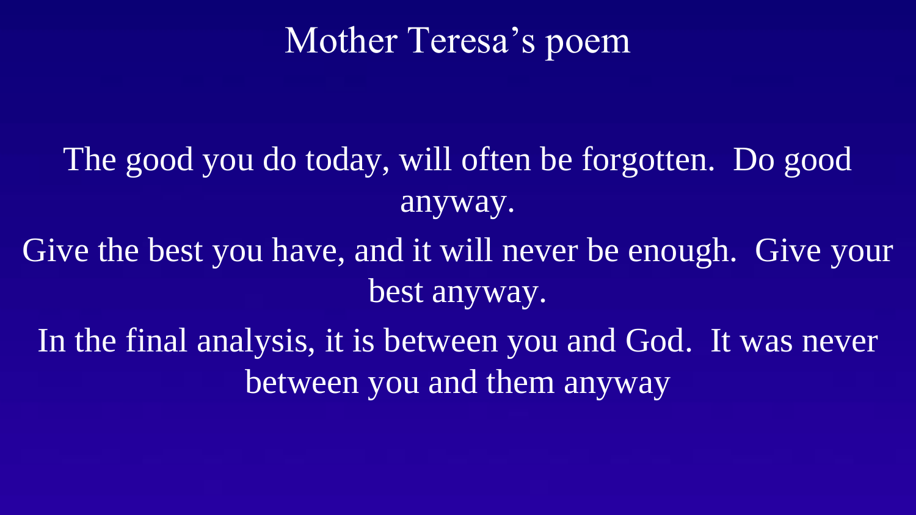# Mother Teresa’s poem

The good you do today, will often be forgotten. Do good anyway.

Give the best you have, and it will never be enough. Give your best anyway.

In the final analysis, it is between you and God. It was never between you and them anyway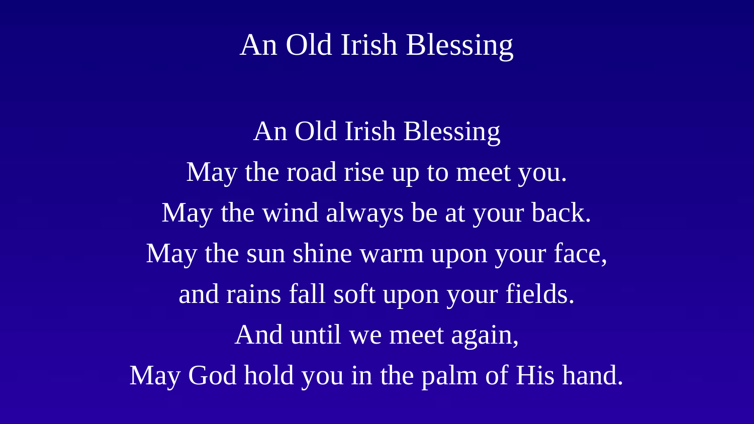# An Old Irish Blessing

An Old Irish Blessing
May the road rise up to meet you.
May the wind always be at your back.
May the sun shine warm upon your face,
and rains fall soft upon your fields.
And until we meet again,
May God hold you in the palm of His hand.